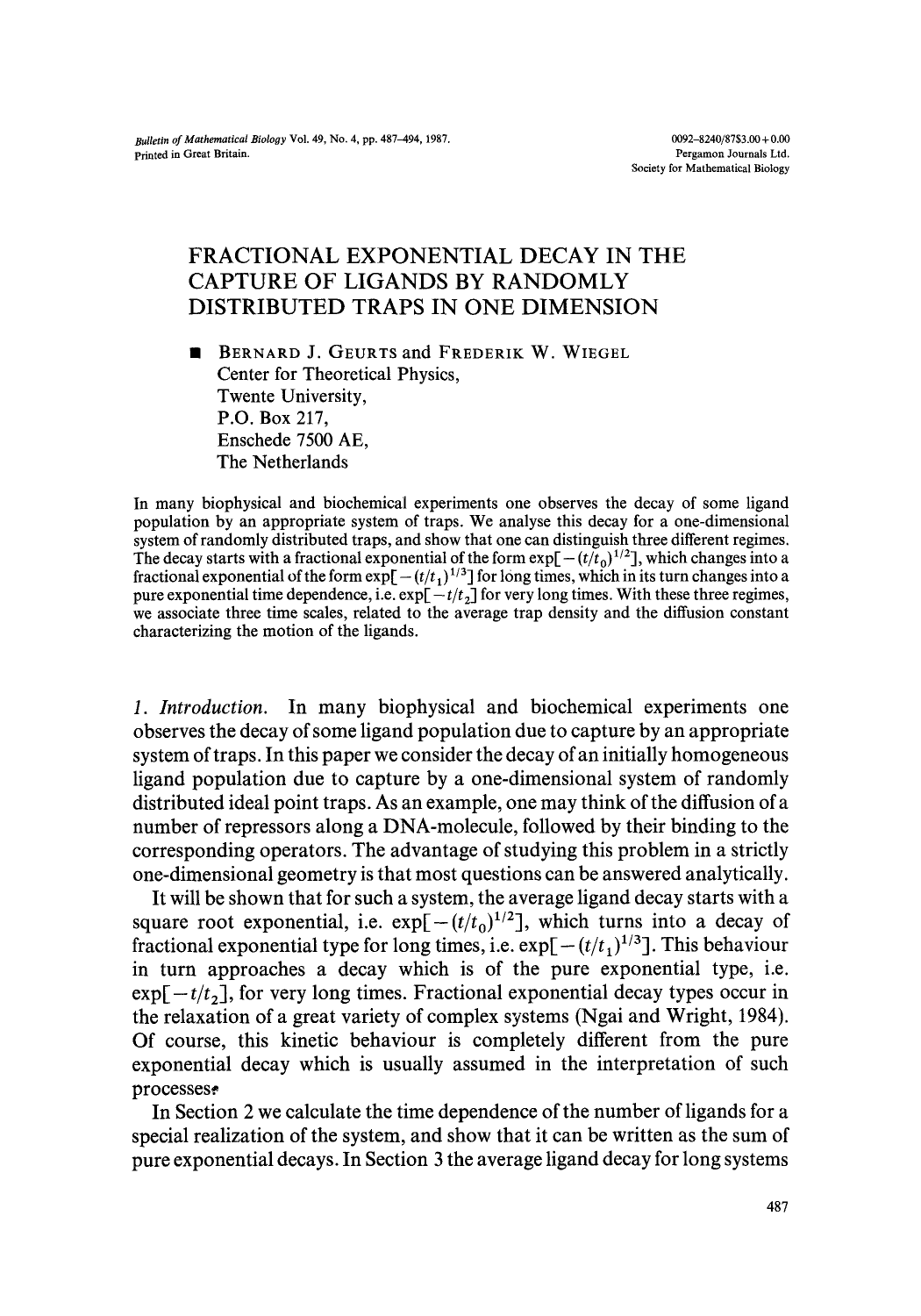# FRACTIONAL EXPONENTIAL DECAY IN THE CAPTURE OF LIGANDS BY RANDOMLY DISTRIBUTED TRAPS IN ONE DIMENSION

■ BERNARD J. GEURTS and FREDERIK W. WIEGEL
Center for Theoretical Physics,
Twente University,
P.O. Box 217,
Enschede 7500 AE,
The Netherlands

In many biophysical and biochemical experiments one observes the decay of some ligand population by an appropriate system of traps. We analyse this decay for a one-dimensional system of randomly distributed traps, and show that one can distinguish three different regimes. The decay starts with a fractional exponential of the form $\exp[-(t/t_0)^{1/2}]$, which changes into a fractional exponential of the form $\exp[-(t/t_1)^{1/3}]$ for long times, which in its turn changes into a pure exponential time dependence, i.e. $\exp[-t/t_2]$ for very long times. With these three regimes, we associate three time scales, related to the average trap density and the diffusion constant characterizing the motion of the ligands.

*1. Introduction.* In many biophysical and biochemical experiments one observes the decay of some ligand population due to capture by an appropriate system of traps. In this paper we consider the decay of an initially homogeneous ligand population due to capture by a one-dimensional system of randomly distributed ideal point traps. As an example, one may think of the diffusion of a number of repressors along a DNA-molecule, followed by their binding to the corresponding operators. The advantage of studying this problem in a strictly one-dimensional geometry is that most questions can be answered analytically.

It will be shown that for such a system, the average ligand decay starts with a square root exponential, i.e. $\exp[-(t/t_0)^{1/2}]$, which turns into a decay of fractional exponential type for long times, i.e. $\exp[-(t/t_1)^{1/3}]$. This behaviour in turn approaches a decay which is of the pure exponential type, i.e. $\exp[-t/t_2]$, for very long times. Fractional exponential decay types occur in the relaxation of a great variety of complex systems (Ngai and Wright, 1984). Of course, this kinetic behaviour is completely different from the pure exponential decay which is usually assumed in the interpretation of such processes.

In Section 2 we calculate the time dependence of the number of ligands for a special realization of the system, and show that it can be written as the sum of pure exponential decays. In Section 3 the average ligand decay for long systems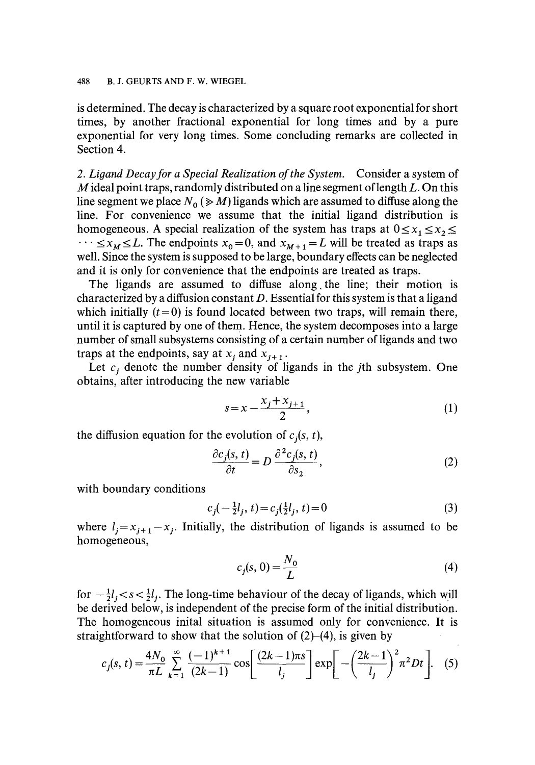is determined. The decay is characterized by a square root exponential for short times, by another fractional exponential for long times and by a pure exponential for very long times. Some concluding remarks are collected in Section 4.

*2. Ligand Decay for a Special Realization of the System.* Consider a system of $M$ ideal point traps, randomly distributed on a line segment of length $L$. On this line segment we place $N_0$ ($\gg M$) ligands which are assumed to diffuse along the line. For convenience we assume that the initial ligand distribution is homogeneous. A special realization of the system has traps at $0 \leq x_1 \leq x_2 \leq \cdots \leq x_M \leq L$. The endpoints $x_0 = 0$, and $x_{M+1} = L$ will be treated as traps as well. Since the system is supposed to be large, boundary effects can be neglected and it is only for convenience that the endpoints are treated as traps.

The ligands are assumed to diffuse along the line; their motion is characterized by a diffusion constant $D$. Essential for this system is that a ligand which initially ($t = 0$) is found located between two traps, will remain there, until it is captured by one of them. Hence, the system decomposes into a large number of small subsystems consisting of a certain number of ligands and two traps at the endpoints, say at $x_j$ and $x_{j+1}$.

Let $c_j$ denote the number density of ligands in the $j$th subsystem. One obtains, after introducing the new variable

$$s = x - \frac{x_j + x_{j+1}}{2}, \tag{1}$$

the diffusion equation for the evolution of $c_j(s, t)$,

$$\frac{\partial c_j(s, t)}{\partial t} = D \frac{\partial^2 c_j(s, t)}{\partial s_2}, \tag{2}$$

with boundary conditions

$$c_j(-\tfrac{1}{2}l_j, t) = c_j(\tfrac{1}{2}l_j, t) = 0 \tag{3}$$

where $l_j = x_{j+1} - x_j$. Initially, the distribution of ligands is assumed to be homogeneous,

$$c_j(s, 0) = \frac{N_0}{L} \tag{4}$$

for $-\frac{1}{2}l_j < s < \frac{1}{2}l_j$. The long-time behaviour of the decay of ligands, which will be derived below, is independent of the precise form of the initial distribution. The homogeneous inital situation is assumed only for convenience. It is straightforward to show that the solution of (2)–(4), is given by

$$c_j(s, t) = \frac{4N_0}{\pi L} \sum_{k=1}^{\infty} \frac{(-1)^{k+1}}{(2k-1)} \cos\left[\frac{(2k-1)\pi s}{l_j}\right] \exp\left[-\left(\frac{2k-1}{l_j}\right)^2 \pi^2 D t\right]. \tag{5}$$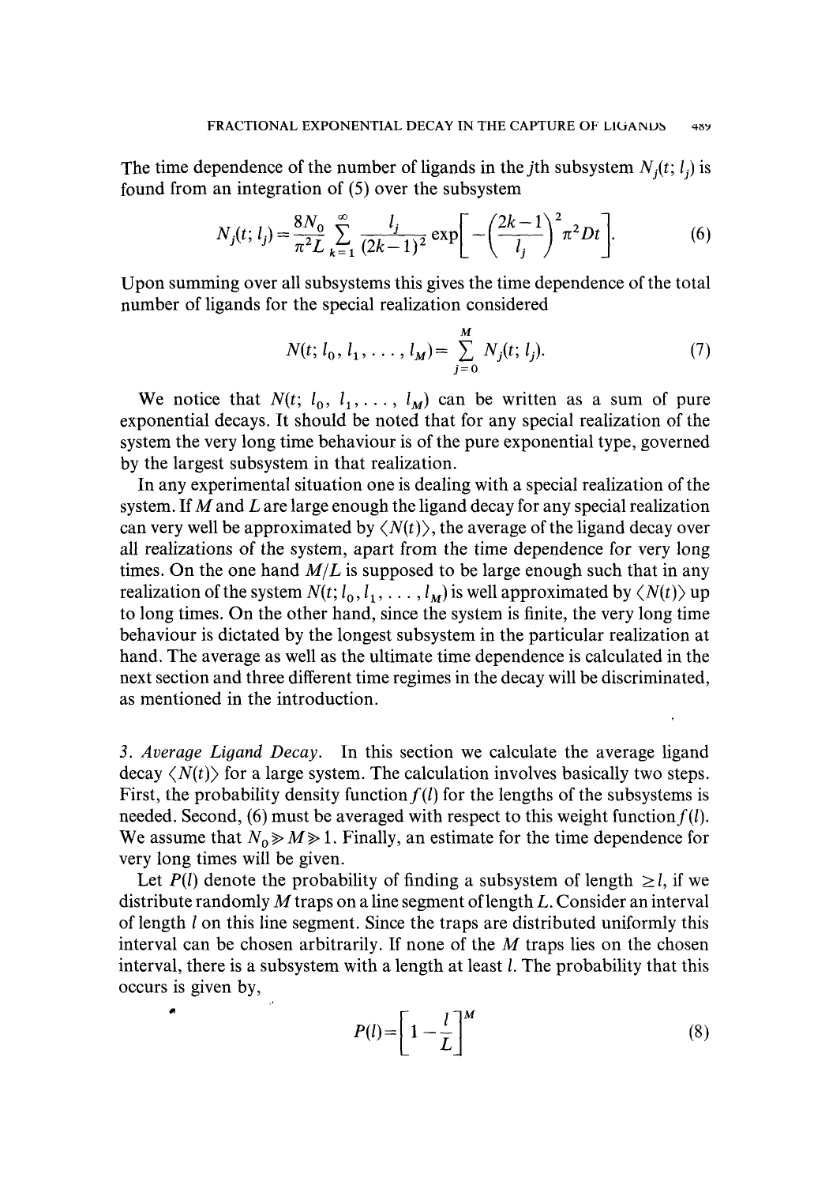The time dependence of the number of ligands in the $j$th subsystem $N_j(t; l_j)$ is found from an integration of (5) over the subsystem

$$N_j(t; l_j) = \frac{8N_0}{\pi^2 L} \sum_{k=1}^{\infty} \frac{l_j}{(2k-1)^2} \exp\left[ -\left( \frac{2k-1}{l_j} \right)^2 \pi^2 D t \right]. \tag{6}$$

Upon summing over all subsystems this gives the time dependence of the total number of ligands for the special realization considered

$$N(t; l_0, l_1, \ldots, l_M) = \sum_{j=0}^{M} N_j(t; l_j). \tag{7}$$

We notice that $N(t; l_0, l_1, \ldots, l_M)$ can be written as a sum of pure exponential decays. It should be noted that for any special realization of the system the very long time behaviour is of the pure exponential type, governed by the largest subsystem in that realization.

In any experimental situation one is dealing with a special realization of the system. If $M$ and $L$ are large enough the ligand decay for any special realization can very well be approximated by $\langle N(t) \rangle$, the average of the ligand decay over all realizations of the system, apart from the time dependence for very long times. On the one hand $M/L$ is supposed to be large enough such that in any realization of the system $N(t; l_0, l_1, \ldots, l_M)$ is well approximated by $\langle N(t) \rangle$ up to long times. On the other hand, since the system is finite, the very long time behaviour is dictated by the longest subsystem in the particular realization at hand. The average as well as the ultimate time dependence is calculated in the next section and three different time regimes in the decay will be discriminated, as mentioned in the introduction.

*3. Average Ligand Decay.* In this section we calculate the average ligand decay $\langle N(t) \rangle$ for a large system. The calculation involves basically two steps. First, the probability density function $f(l)$ for the lengths of the subsystems is needed. Second, (6) must be averaged with respect to this weight function $f(l)$. We assume that $N_0 \gg M \gg 1$. Finally, an estimate for the time dependence for very long times will be given.

Let $P(l)$ denote the probability of finding a subsystem of length $\geq l$, if we distribute randomly $M$ traps on a line segment of length $L$. Consider an interval of length $l$ on this line segment. Since the traps are distributed uniformly this interval can be chosen arbitrarily. If none of the $M$ traps lies on the chosen interval, there is a subsystem with a length at least $l$. The probability that this occurs is given by,

$$P(l) = \left[ 1 - \frac{l}{L} \right]^M \tag{8}$$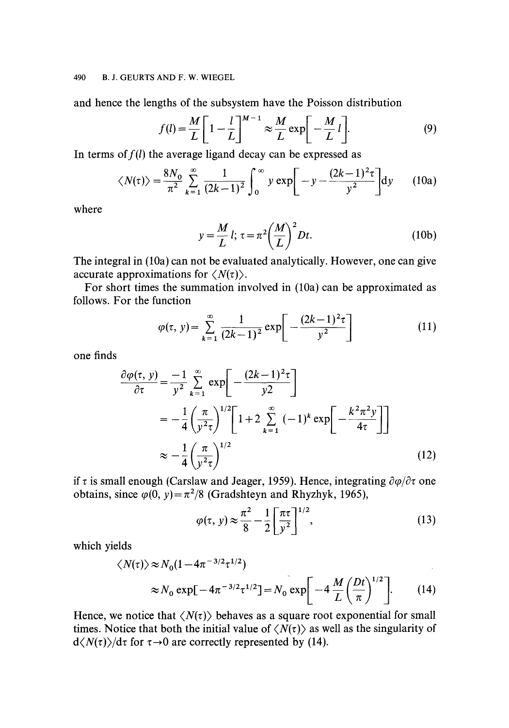and hence the lengths of the subsystem have the Poisson distribution

$$f(l) = \frac{M}{L}\left[1 - \frac{l}{L}\right]^{M-1} \approx \frac{M}{L}\exp\left[-\frac{M}{L}l\right]. \tag{9}$$

In terms of $f(l)$ the average ligand decay can be expressed as

$$\langle N(\tau)\rangle = \frac{8N_0}{\pi^2}\sum_{k=1}^{\infty}\frac{1}{(2k-1)^2}\int_0^{\infty} y\exp\left[-y - \frac{(2k-1)^2\tau}{y^2}\right]\mathrm{d}y \tag{10a}$$

where

$$y = \frac{M}{L}l;\ \tau = \pi^2\left(\frac{M}{L}\right)^2 Dt. \tag{10b}$$

The integral in (10a) can not be evaluated analytically. However, one can give accurate approximations for $\langle N(\tau)\rangle$.

For short times the summation involved in (10a) can be approximated as follows. For the function

$$\varphi(\tau, y) = \sum_{k=1}^{\infty}\frac{1}{(2k-1)^2}\exp\left[-\frac{(2k-1)^2\tau}{y^2}\right] \tag{11}$$

one finds

$$\begin{aligned}\frac{\partial\varphi(\tau, y)}{\partial\tau} &= \frac{-1}{y^2}\sum_{k=1}^{\infty}\exp\left[-\frac{(2k-1)^2\tau}{y2}\right]\\ &= -\frac{1}{4}\left(\frac{\pi}{y^2\tau}\right)^{1/2}\left[1 + 2\sum_{k=1}^{\infty}(-1)^k\exp\left[-\frac{k^2\pi^2 y}{4\tau}\right]\right]\\ &\approx -\frac{1}{4}\left(\frac{\pi}{y^2\tau}\right)^{1/2}\end{aligned} \tag{12}$$

if $\tau$ is small enough (Carslaw and Jeager, 1959). Hence, integrating $\partial\varphi/\partial\tau$ one obtains, since $\varphi(0, y) = \pi^2/8$ (Gradshteyn and Rhyzhyk, 1965),

$$\varphi(\tau, y) \approx \frac{\pi^2}{8} - \frac{1}{2}\left[\frac{\pi\tau}{y^2}\right]^{1/2}, \tag{13}$$

which yields

$$\begin{aligned}\langle N(\tau)\rangle &\approx N_0(1 - 4\pi^{-3/2}\tau^{1/2})\\ &\approx N_0\exp[-4\pi^{-3/2}\tau^{1/2}] = N_0\exp\left[-4\frac{M}{L}\left(\frac{Dt}{\pi}\right)^{1/2}\right].\end{aligned} \tag{14}$$

Hence, we notice that $\langle N(\tau)\rangle$ behaves as a square root exponential for small times. Notice that both the initial value of $\langle N(\tau)\rangle$ as well as the singularity of $\mathrm{d}\langle N(\tau)\rangle/\mathrm{d}\tau$ for $\tau \to 0$ are correctly represented by (14).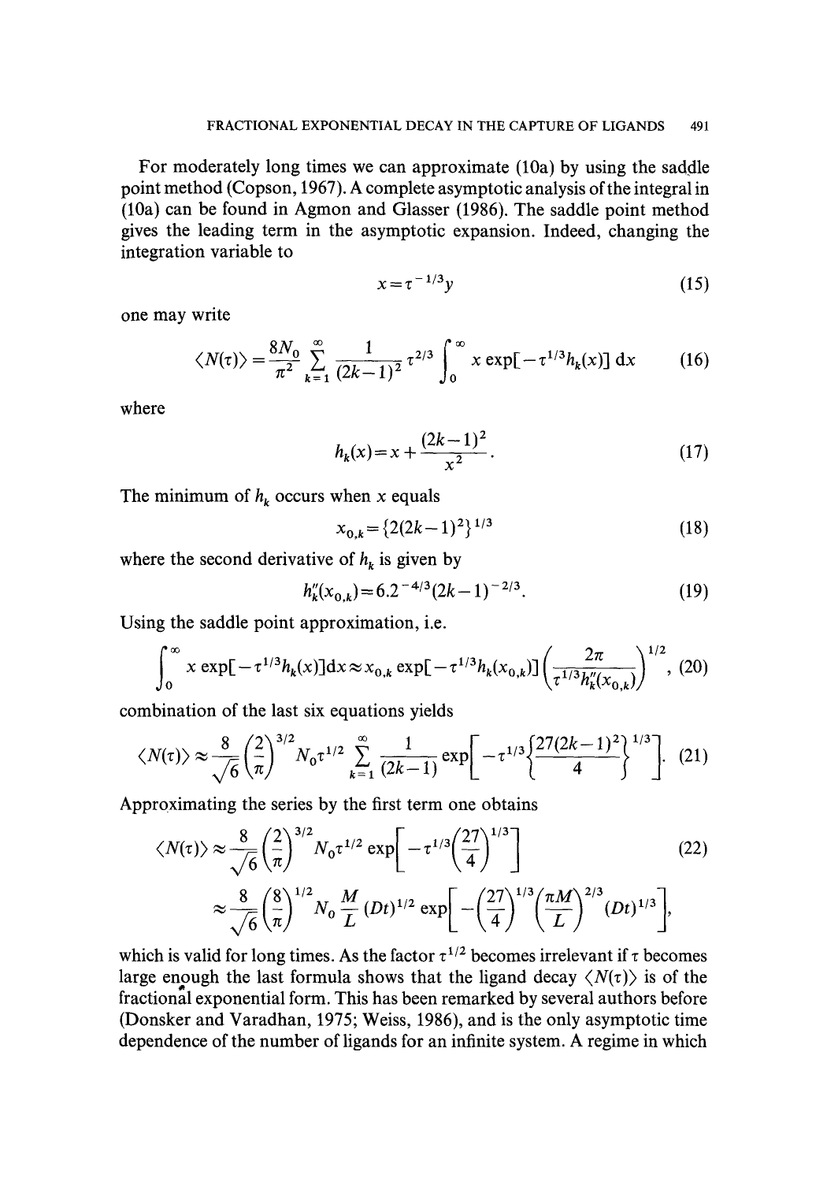For moderately long times we can approximate (10a) by using the saddle point method (Copson, 1967). A complete asymptotic analysis of the integral in (10a) can be found in Agmon and Glasser (1986). The saddle point method gives the leading term in the asymptotic expansion. Indeed, changing the integration variable to

$$x = \tau^{-1/3} y \tag{15}$$

one may write

$$\langle N(\tau)\rangle = \frac{8N_0}{\pi^2} \sum_{k=1}^{\infty} \frac{1}{(2k-1)^2} \tau^{2/3} \int_0^{\infty} x \exp[-\tau^{1/3} h_k(x)]\, \mathrm{d}x \tag{16}$$

where

$$h_k(x) = x + \frac{(2k-1)^2}{x^2}. \tag{17}$$

The minimum of $h_k$ occurs when $x$ equals

$$x_{0,k} = \{2(2k-1)^2\}^{1/3} \tag{18}$$

where the second derivative of $h_k$ is given by

$$h_k''(x_{0,k}) = 6.2^{-4/3}(2k-1)^{-2/3}. \tag{19}$$

Using the saddle point approximation, i.e.

$$\int_0^{\infty} x \exp[-\tau^{1/3} h_k(x)]\mathrm{d}x \approx x_{0,k} \exp[-\tau^{1/3} h_k(x_{0,k})] \left(\frac{2\pi}{\tau^{1/3} h_k''(x_{0,k})}\right)^{1/2}, \tag{20}$$

combination of the last six equations yields

$$\langle N(\tau)\rangle \approx \frac{8}{\sqrt{6}} \left(\frac{2}{\pi}\right)^{3/2} N_0 \tau^{1/2} \sum_{k=1}^{\infty} \frac{1}{(2k-1)} \exp\left[-\tau^{1/3} \left\{\frac{27(2k-1)^2}{4}\right\}^{1/3}\right]. \tag{21}$$

Approximating the series by the first term one obtains

$$\langle N(\tau)\rangle \approx \frac{8}{\sqrt{6}} \left(\frac{2}{\pi}\right)^{3/2} N_0 \tau^{1/2} \exp\left[-\tau^{1/3}\left(\frac{27}{4}\right)^{1/3}\right] \tag{22}$$

$$\approx \frac{8}{\sqrt{6}} \left(\frac{8}{\pi}\right)^{1/2} N_0 \frac{M}{L} (Dt)^{1/2} \exp\left[-\left(\frac{27}{4}\right)^{1/3} \left(\frac{\pi M}{L}\right)^{2/3} (Dt)^{1/3}\right],$$

which is valid for long times. As the factor $\tau^{1/2}$ becomes irrelevant if $\tau$ becomes large enough the last formula shows that the ligand decay $\langle N(\tau)\rangle$ is of the fractional exponential form. This has been remarked by several authors before (Donsker and Varadhan, 1975; Weiss, 1986), and is the only asymptotic time dependence of the number of ligands for an infinite system. A regime in which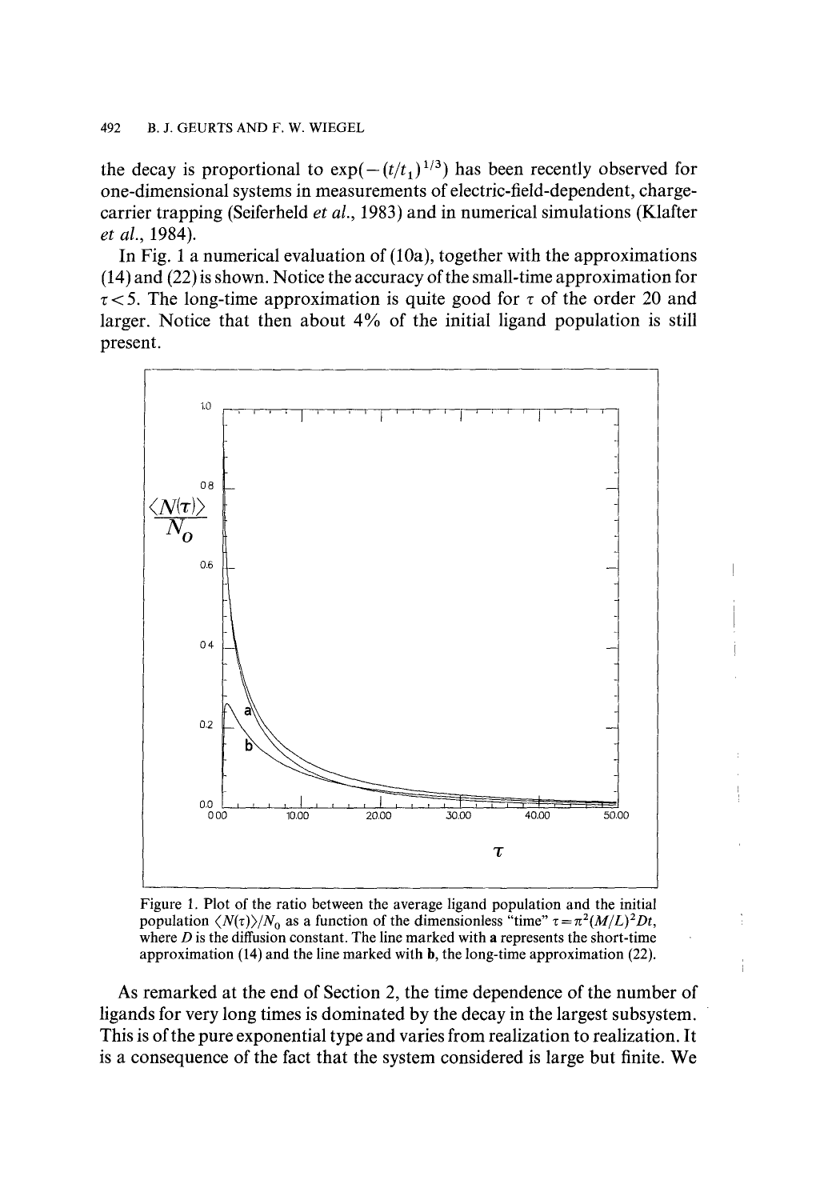the decay is proportional to $\exp(-(t/t_1)^{1/3})$ has been recently observed for one-dimensional systems in measurements of electric-field-dependent, charge-carrier trapping (Seiferheld *et al.*, 1983) and in numerical simulations (Klafter *et al.*, 1984).

In Fig. 1 a numerical evaluation of (10a), together with the approximations (14) and (22) is shown. Notice the accuracy of the small-time approximation for $\tau < 5$. The long-time approximation is quite good for $\tau$ of the order 20 and larger. Notice that then about 4% of the initial ligand population is still present.

Figure 1. Plot of the ratio between the average ligand population and the initial population $\langle N(\tau)\rangle/N_0$ as a function of the dimensionless "time" $\tau = \pi^2(M/L)^2 Dt$, where $D$ is the diffusion constant. The line marked with **a** represents the short-time approximation (14) and the line marked with **b**, the long-time approximation (22).

As remarked at the end of Section 2, the time dependence of the number of ligands for very long times is dominated by the decay in the largest subsystem. This is of the pure exponential type and varies from realization to realization. It is a consequence of the fact that the system considered is large but finite. We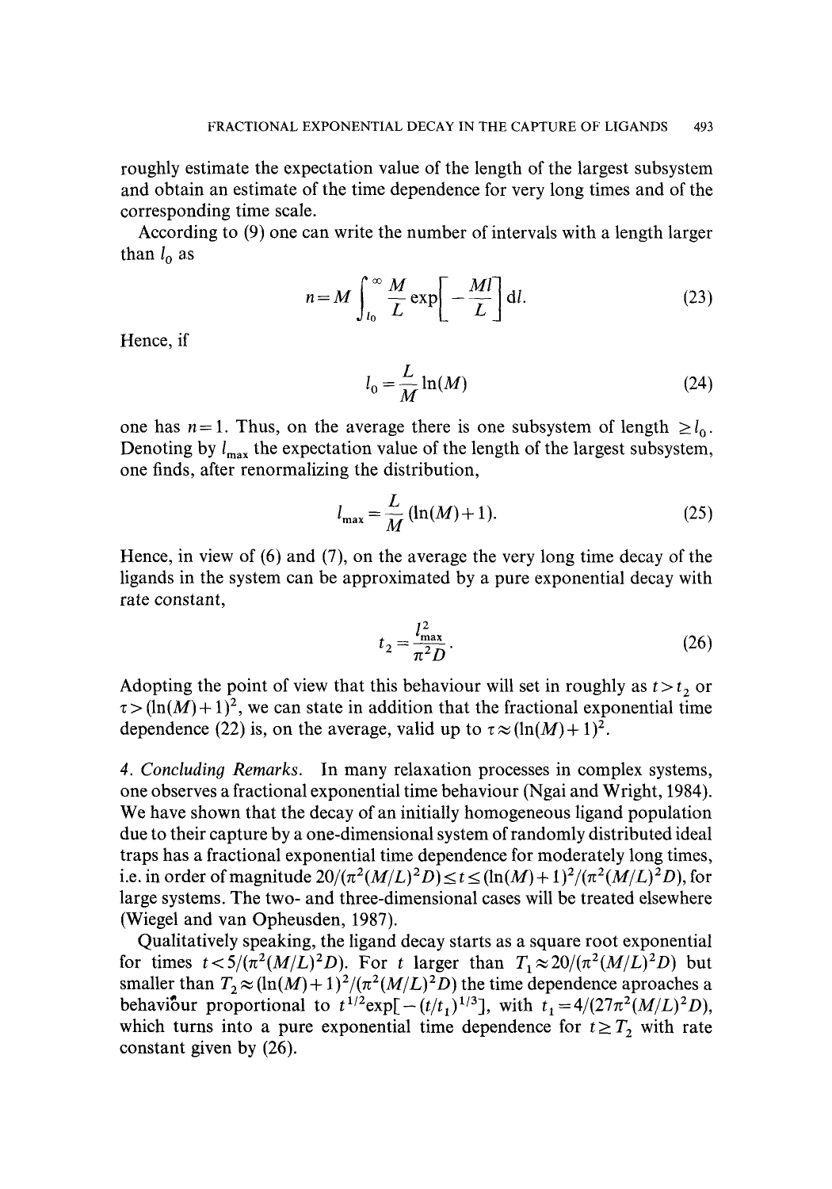roughly estimate the expectation value of the length of the largest subsystem and obtain an estimate of the time dependence for very long times and of the corresponding time scale.

According to (9) one can write the number of intervals with a length larger than $l_0$ as

$$n = M \int_{l_0}^{\infty} \frac{M}{L} \exp\left[-\frac{Ml}{L}\right] \mathrm{d}l. \tag{23}$$

Hence, if

$$l_0 = \frac{L}{M} \ln(M) \tag{24}$$

one has $n=1$. Thus, on the average there is one subsystem of length $\geq l_0$. Denoting by $l_{\max}$ the expectation value of the length of the largest subsystem, one finds, after renormalizing the distribution,

$$l_{\max} = \frac{L}{M}(\ln(M)+1). \tag{25}$$

Hence, in view of (6) and (7), on the average the very long time decay of the ligands in the system can be approximated by a pure exponential decay with rate constant,

$$t_2 = \frac{l_{\max}^2}{\pi^2 D}. \tag{26}$$

Adopting the point of view that this behaviour will set in roughly as $t > t_2$ or $\tau > (\ln(M)+1)^2$, we can state in addition that the fractional exponential time dependence (22) is, on the average, valid up to $\tau \approx (\ln(M)+1)^2$.

*4. Concluding Remarks.* In many relaxation processes in complex systems, one observes a fractional exponential time behaviour (Ngai and Wright, 1984). We have shown that the decay of an initially homogeneous ligand population due to their capture by a one-dimensional system of randomly distributed ideal traps has a fractional exponential time dependence for moderately long times, i.e. in order of magnitude $20/(\pi^2(M/L)^2 D) \leq t \leq (\ln(M)+1)^2/(\pi^2(M/L)^2 D)$, for large systems. The two- and three-dimensional cases will be treated elsewhere (Wiegel and van Opheusden, 1987).

Qualitatively speaking, the ligand decay starts as a square root exponential for times $t < 5/(\pi^2(M/L)^2 D)$. For $t$ larger than $T_1 \approx 20/(\pi^2(M/L)^2 D)$ but smaller than $T_2 \approx (\ln(M)+1)^2/(\pi^2(M/L)^2 D)$ the time dependence aproaches a behaviour proportional to $t^{1/2}\exp[-(t/t_1)^{1/3}]$, with $t_1 = 4/(27\pi^2(M/L)^2 D)$, which turns into a pure exponential time dependence for $t \gtrsim T_2$ with rate constant given by (26).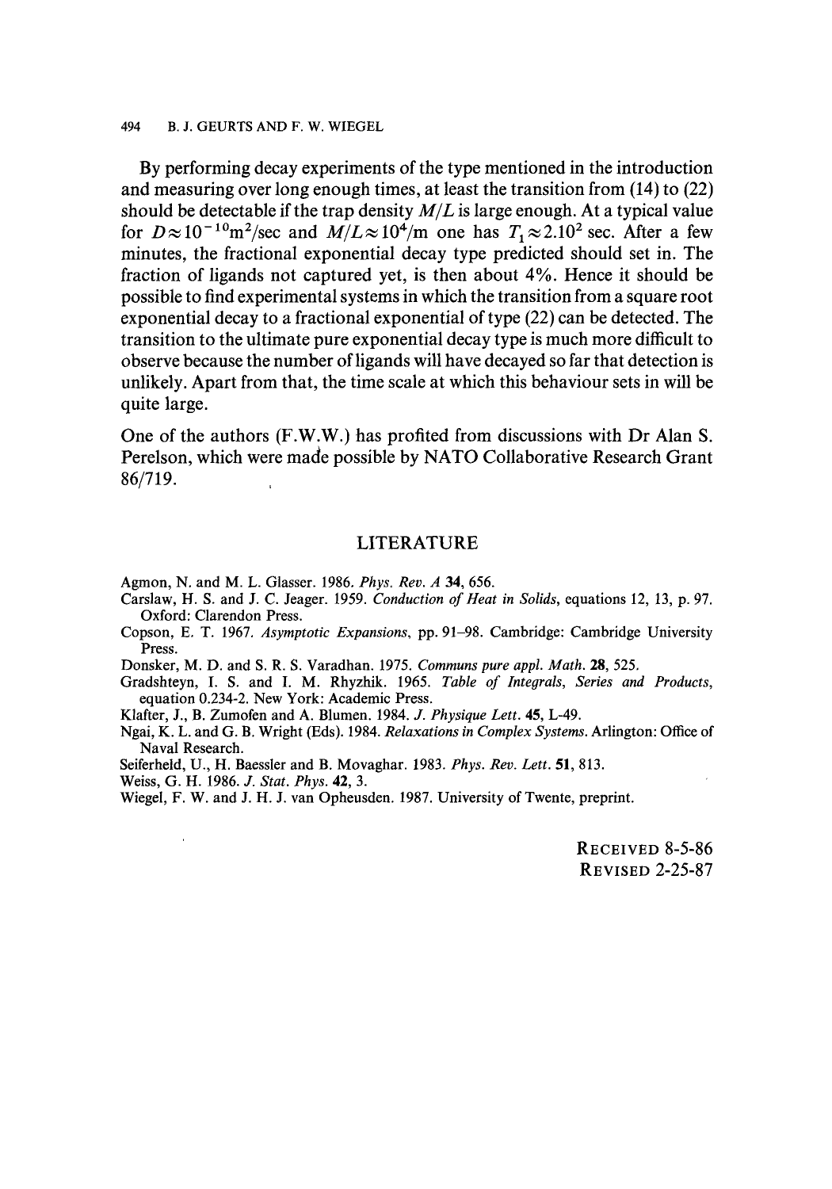By performing decay experiments of the type mentioned in the introduction and measuring over long enough times, at least the transition from (14) to (22) should be detectable if the trap density $M/L$ is large enough. At a typical value for $D \approx 10^{-10}\text{m}^2/\text{sec}$ and $M/L \approx 10^4/\text{m}$ one has $T_1 \approx 2.10^2$ sec. After a few minutes, the fractional exponential decay type predicted should set in. The fraction of ligands not captured yet, is then about 4%. Hence it should be possible to find experimental systems in which the transition from a square root exponential decay to a fractional exponential of type (22) can be detected. The transition to the ultimate pure exponential decay type is much more difficult to observe because the number of ligands will have decayed so far that detection is unlikely. Apart from that, the time scale at which this behaviour sets in will be quite large.

One of the authors (F.W.W.) has profited from discussions with Dr Alan S. Perelson, which were made possible by NATO Collaborative Research Grant 86/719.

## LITERATURE

Agmon, N. and M. L. Glasser. 1986. *Phys. Rev. A* **34**, 656.

Carslaw, H. S. and J. C. Jeager. 1959. *Conduction of Heat in Solids*, equations 12, 13, p. 97. Oxford: Clarendon Press.

Copson, E. T. 1967. *Asymptotic Expansions*, pp. 91–98. Cambridge: Cambridge University Press.

Donsker, M. D. and S. R. S. Varadhan. 1975. *Communs pure appl. Math.* **28**, 525.

Gradshteyn, I. S. and I. M. Rhyzhik. 1965. *Table of Integrals, Series and Products*, equation 0.234-2. New York: Academic Press.

Klafter, J., B. Zumofen and A. Blumen. 1984. *J. Physique Lett.* **45**, L-49.

Ngai, K. L. and G. B. Wright (Eds). 1984. *Relaxations in Complex Systems*. Arlington: Office of Naval Research.

Seiferheld, U., H. Baessler and B. Movaghar. 1983. *Phys. Rev. Lett.* **51**, 813.

Weiss, G. H. 1986. *J. Stat. Phys.* **42**, 3.

Wiegel, F. W. and J. H. J. van Opheusden. 1987. University of Twente, preprint.

RECEIVED 8-5-86
REVISED 2-25-87